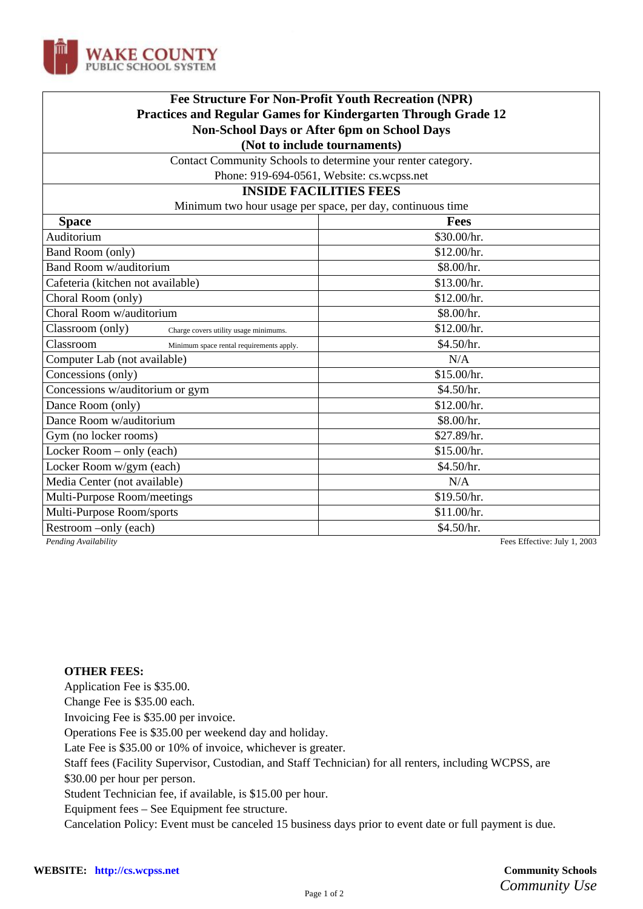WAKE COUNTY PUBLIC SCHOOL SYSTEM

# Fee Structure For Non-Profit Youth Recreation (NPR)
## Practices and Regular Games for Kindergarten Through Grade 12
## Non-School Days or After 6pm on School Days
## (Not to include tournaments)

Contact Community Schools to determine your renter category.
Phone: 919-694-0561, Website: cs.wcpss.net

### INSIDE FACILITIES FEES

Minimum two hour usage per space, per day, continuous time

| Space | Fees |
|---|---|
| Auditorium | $30.00/hr. |
| Band Room (only) | $12.00/hr. |
| Band Room w/auditorium | $8.00/hr. |
| Cafeteria (kitchen not available) | $13.00/hr. |
| Choral Room (only) | $12.00/hr. |
| Choral Room w/auditorium | $8.00/hr. |
| Classroom (only) Charge covers utility usage minimums. | $12.00/hr. |
| Classroom Minimum space rental requirements apply. | $4.50/hr. |
| Computer Lab (not available) | N/A |
| Concessions (only) | $15.00/hr. |
| Concessions w/auditorium or gym | $4.50/hr. |
| Dance Room (only) | $12.00/hr. |
| Dance Room w/auditorium | $8.00/hr. |
| Gym (no locker rooms) | $27.89/hr. |
| Locker Room – only (each) | $15.00/hr. |
| Locker Room w/gym (each) | $4.50/hr. |
| Media Center (not available) | N/A |
| Multi-Purpose Room/meetings | $19.50/hr. |
| Multi-Purpose Room/sports | $11.00/hr. |
| Restroom –only (each) | $4.50/hr. |

*Pending Availability*

Fees Effective: July 1, 2003

**OTHER FEES:**

Application Fee is $35.00.
Change Fee is $35.00 each.
Invoicing Fee is $35.00 per invoice.
Operations Fee is $35.00 per weekend day and holiday.
Late Fee is $35.00 or 10% of invoice, whichever is greater.
Staff fees (Facility Supervisor, Custodian, and Staff Technician) for all renters, including WCPSS, are $30.00 per hour per person.
Student Technician fee, if available, is $15.00 per hour.
Equipment fees – See Equipment fee structure.
Cancelation Policy: Event must be canceled 15 business days prior to event date or full payment is due.

**WEBSITE:** **http://cs.wcpss.net**

**Community Schools**
*Community Use*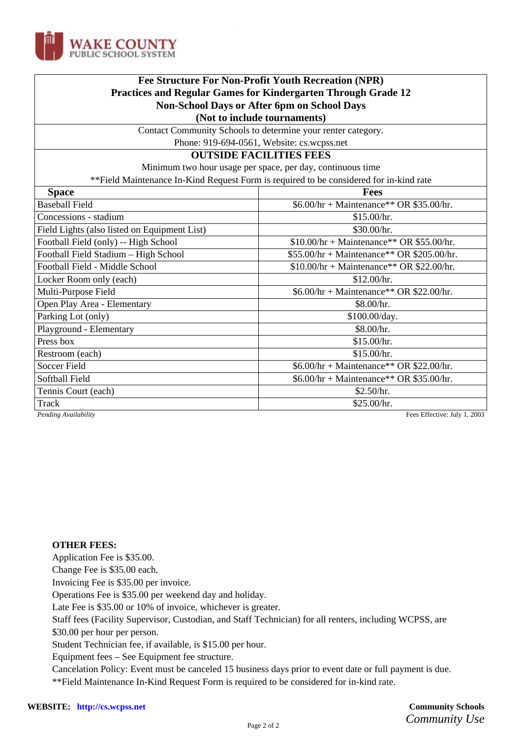**WAKE COUNTY PUBLIC SCHOOL SYSTEM**

## Fee Structure For Non-Profit Youth Recreation (NPR)
## Practices and Regular Games for Kindergarten Through Grade 12
## Non-School Days or After 6pm on School Days
## (Not to include tournaments)

Contact Community Schools to determine your renter category.
Phone: 919-694-0561, Website: cs.wcpss.net

### OUTSIDE FACILITIES FEES

Minimum two hour usage per space, per day, continuous time

**Field Maintenance In-Kind Request Form is required to be considered for in-kind rate

| Space | Fees |
|---|---|
| Baseball Field | $6.00/hr + Maintenance** OR $35.00/hr. |
| Concessions - stadium | $15.00/hr. |
| Field Lights (also listed on Equipment List) | $30.00/hr. |
| Football Field (only) -- High School | $10.00/hr + Maintenance** OR $55.00/hr. |
| Football Field Stadium – High School | $55.00/hr + Maintenance** OR $205.00/hr. |
| Football Field - Middle School | $10.00/hr + Maintenance** OR $22.00/hr. |
| Locker Room only (each) | $12.00/hr. |
| Multi-Purpose Field | $6.00/hr + Maintenance** OR $22.00/hr. |
| Open Play Area - Elementary | $8.00/hr. |
| Parking Lot (only) | $100.00/day. |
| Playground - Elementary | $8.00/hr. |
| Press box | $15.00/hr. |
| Restroom (each) | $15.00/hr. |
| Soccer Field | $6.00/hr + Maintenance** OR $22.00/hr. |
| Softball Field | $6.00/hr + Maintenance** OR $35.00/hr. |
| Tennis Court (each) | $2.50/hr. |
| Track | $25.00/hr. |

*Pending Availability* — Fees Effective: July 1, 2003

**OTHER FEES:**

Application Fee is $35.00.
Change Fee is $35.00 each.
Invoicing Fee is $35.00 per invoice.
Operations Fee is $35.00 per weekend day and holiday.
Late Fee is $35.00 or 10% of invoice, whichever is greater.
Staff fees (Facility Supervisor, Custodian, and Staff Technician) for all renters, including WCPSS, are $30.00 per hour per person.
Student Technician fee, if available, is $15.00 per hour.
Equipment fees – See Equipment fee structure.
Cancelation Policy: Event must be canceled 15 business days prior to event date or full payment is due.
**Field Maintenance In-Kind Request Form is required to be considered for in-kind rate.

**WEBSITE:** **http://cs.wcpss.net**

**Community Schools**
*Community Use*